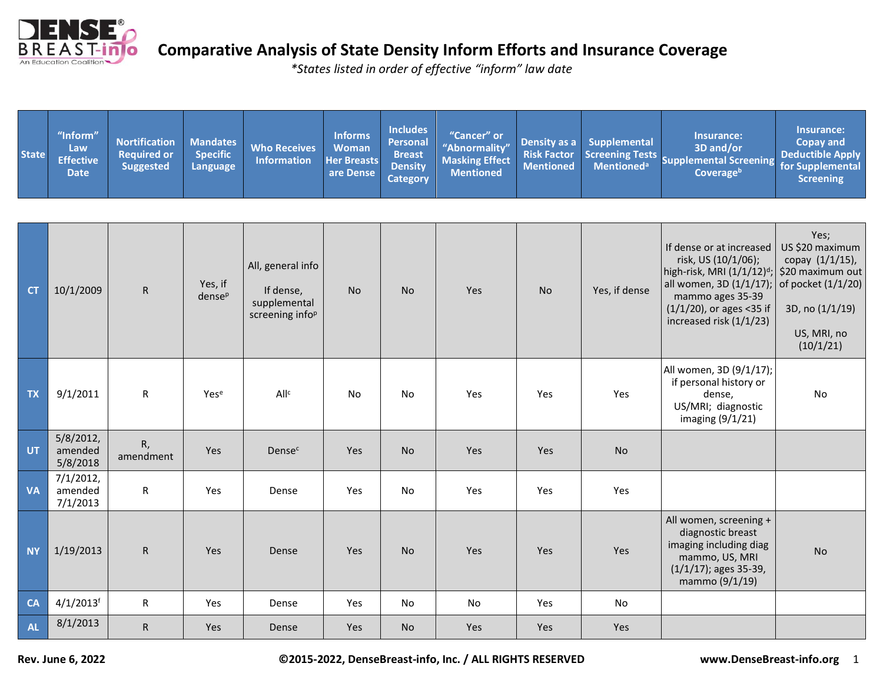# Comparative Analysis of State Density Inform Efforts and Insurance Coverage

*\*States listed in order of effective "inform" law date*

| State | "Inform" Law Effective Date | Nortification Required or Suggested | Mandates Specific Language | Who Receives Information | Informs Woman Her Breasts are Dense | Includes Personal Breast Density Category | "Cancer" or "Abnormality" Masking Effect Mentioned | Density as a Risk Factor Mentioned | Supplemental Screening Tests Mentioned[a] | Insurance: 3D and/or Supplemental Screening Coverage[b] | Insurance: Copay and Deductible Apply for Supplemental Screening |
|---|---|---|---|---|---|---|---|---|---|---|---|
| **CT** | 10/1/2009 | R | Yes, if dense[p] | All, general info<br><br>If dense, supplemental screening info[p] | No | No | Yes | No | Yes, if dense | If dense or at increased risk, US (10/1/06); high-risk, MRI (1/1/12)[d]; all women, 3D (1/1/17); mammo ages 35-39 (1/1/20), or ages <35 if increased risk (1/1/23) | Yes; US $20 maximum copay (1/1/15), $20 maximum out of pocket (1/1/20)<br><br>3D, no (1/1/19)<br><br>US, MRI, no (10/1/21) |
| **TX** | 9/1/2011 | R | Yes[e] | All[c] | No | No | Yes | Yes | Yes | All women, 3D (9/1/17); if personal history or dense, US/MRI; diagnostic imaging (9/1/21) | No |
| **UT** | 5/8/2012, amended 5/8/2018 | R, amendment | Yes | Dense[c] | Yes | No | Yes | Yes | No | | |
| **VA** | 7/1/2012, amended 7/1/2013 | R | Yes | Dense | Yes | No | Yes | Yes | Yes | | |
| **NY** | 1/19/2013 | R | Yes | Dense | Yes | No | Yes | Yes | Yes | All women, screening + diagnostic breast imaging including diag mammo, US, MRI (1/1/17); ages 35-39, mammo (9/1/19) | No |
| **CA** | 4/1/2013[f] | R | Yes | Dense | Yes | No | No | Yes | No | | |
| **AL** | 8/1/2013 | R | Yes | Dense | Yes | No | Yes | Yes | Yes | | |

**Rev. June 6, 2022** **©2015-2022, DenseBreast-info, Inc. / ALL RIGHTS RESERVED** **www.DenseBreast-info.org**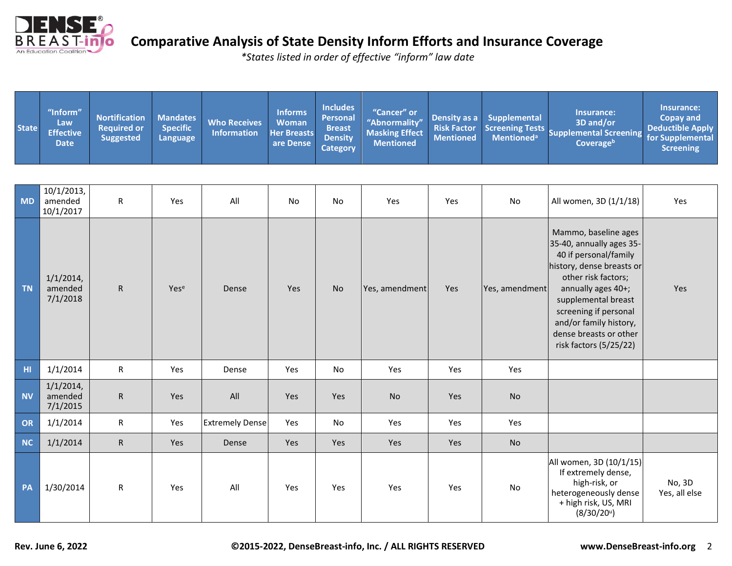# Comparative Analysis of State Density Inform Efforts and Insurance Coverage

*\*States listed in order of effective "inform" law date*

| State | "Inform" Law Effective Date | Nortification Required or Suggested | Mandates Specific Language | Who Receives Information | Informs Woman Her Breasts are Dense | Includes Personal Breast Density Category | "Cancer" or "Abnormality" Masking Effect Mentioned | Density as a Risk Factor Mentioned | Supplemental Screening Tests Mentioned[a] | Insurance: 3D and/or Supplemental Screening Coverage[b] | Insurance: Copay and Deductible Apply for Supplemental Screening |
|---|---|---|---|---|---|---|---|---|---|---|---|
| **MD** | 10/1/2013, amended 10/1/2017 | R | Yes | All | No | No | Yes | Yes | No | All women, 3D (1/1/18) | Yes |
| **TN** | 1/1/2014, amended 7/1/2018 | R | Yes[e] | Dense | Yes | No | Yes, amendment | Yes | Yes, amendment | Mammo, baseline ages 35-40, annually ages 35-40 if personal/family history, dense breasts or other risk factors; annually ages 40+; supplemental breast screening if personal and/or family history, dense breasts or other risk factors (5/25/22) | Yes |
| **HI** | 1/1/2014 | R | Yes | Dense | Yes | No | Yes | Yes | Yes | | |
| **NV** | 1/1/2014, amended 7/1/2015 | R | Yes | All | Yes | Yes | No | Yes | No | | |
| **OR** | 1/1/2014 | R | Yes | Extremely Dense | Yes | No | Yes | Yes | Yes | | |
| **NC** | 1/1/2014 | R | Yes | Dense | Yes | Yes | Yes | Yes | No | | |
| **PA** | 1/30/2014 | R | Yes | All | Yes | Yes | Yes | Yes | No | All women, 3D (10/1/15) If extremely dense, high-risk, or heterogeneously dense + high risk, US, MRI (8/30/20[u]) | No, 3D Yes, all else |

**Rev. June 6, 2022** **©2015-2022, DenseBreast-info, Inc. / ALL RIGHTS RESERVED** **www.DenseBreast-info.org**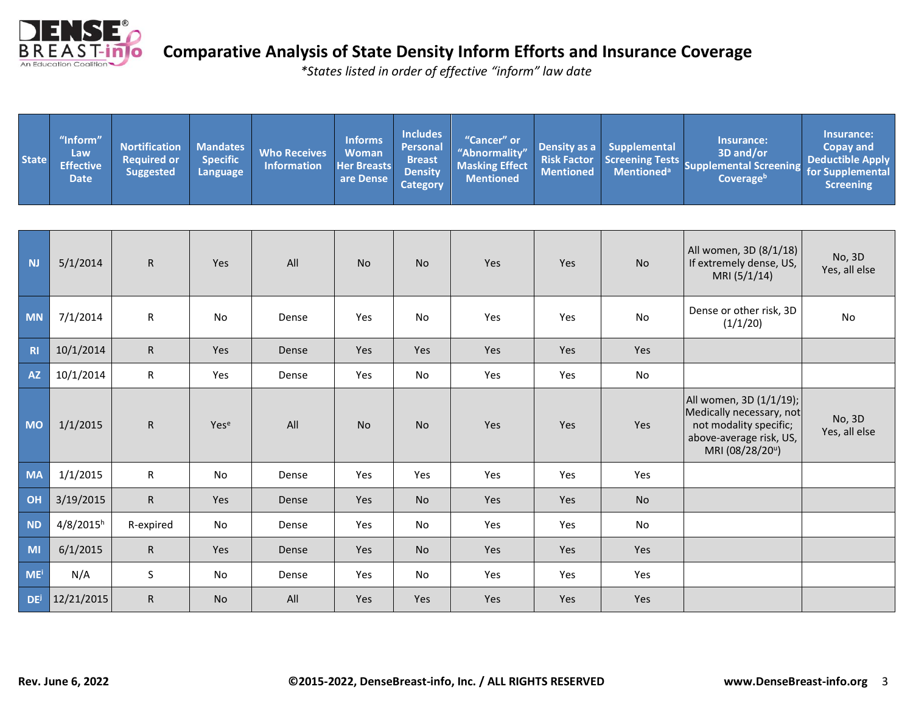## Comparative Analysis of State Density Inform Efforts and Insurance Coverage

*\*States listed in order of effective "inform" law date*

| State | "Inform" Law Effective Date | Nortification Required or Suggested | Mandates Specific Language | Who Receives Information | Informs Woman Her Breasts are Dense | Includes Personal Breast Density Category | "Cancer" or "Abnormality" Masking Effect Mentioned | Density as a Risk Factor Mentioned | Supplemental Screening Tests Mentioned[a] | Insurance: 3D and/or Supplemental Screening Coverage[b] | Insurance: Copay and Deductible Apply for Supplemental Screening |
|---|---|---|---|---|---|---|---|---|---|---|---|
| NJ | 5/1/2014 | R | Yes | All | No | No | Yes | Yes | No | All women, 3D (8/1/18) If extremely dense, US, MRI (5/1/14) | No, 3D Yes, all else |
| MN | 7/1/2014 | R | No | Dense | Yes | No | Yes | Yes | No | Dense or other risk, 3D (1/1/20) | No |
| RI | 10/1/2014 | R | Yes | Dense | Yes | Yes | Yes | Yes | Yes | | |
| AZ | 10/1/2014 | R | Yes | Dense | Yes | No | Yes | Yes | No | | |
| MO | 1/1/2015 | R | Yes[e] | All | No | No | Yes | Yes | Yes | All women, 3D (1/1/19); Medically necessary, not not modality specific; above-average risk, US, MRI (08/28/20[u]) | No, 3D Yes, all else |
| MA | 1/1/2015 | R | No | Dense | Yes | Yes | Yes | Yes | Yes | | |
| OH | 3/19/2015 | R | Yes | Dense | Yes | No | Yes | Yes | No | | |
| ND | 4/8/2015[h] | R-expired | No | Dense | Yes | No | Yes | Yes | No | | |
| MI | 6/1/2015 | R | Yes | Dense | Yes | No | Yes | Yes | Yes | | |
| ME[i] | N/A | S | No | Dense | Yes | No | Yes | Yes | Yes | | |
| DE[j] | 12/21/2015 | R | No | All | Yes | Yes | Yes | Yes | Yes | | |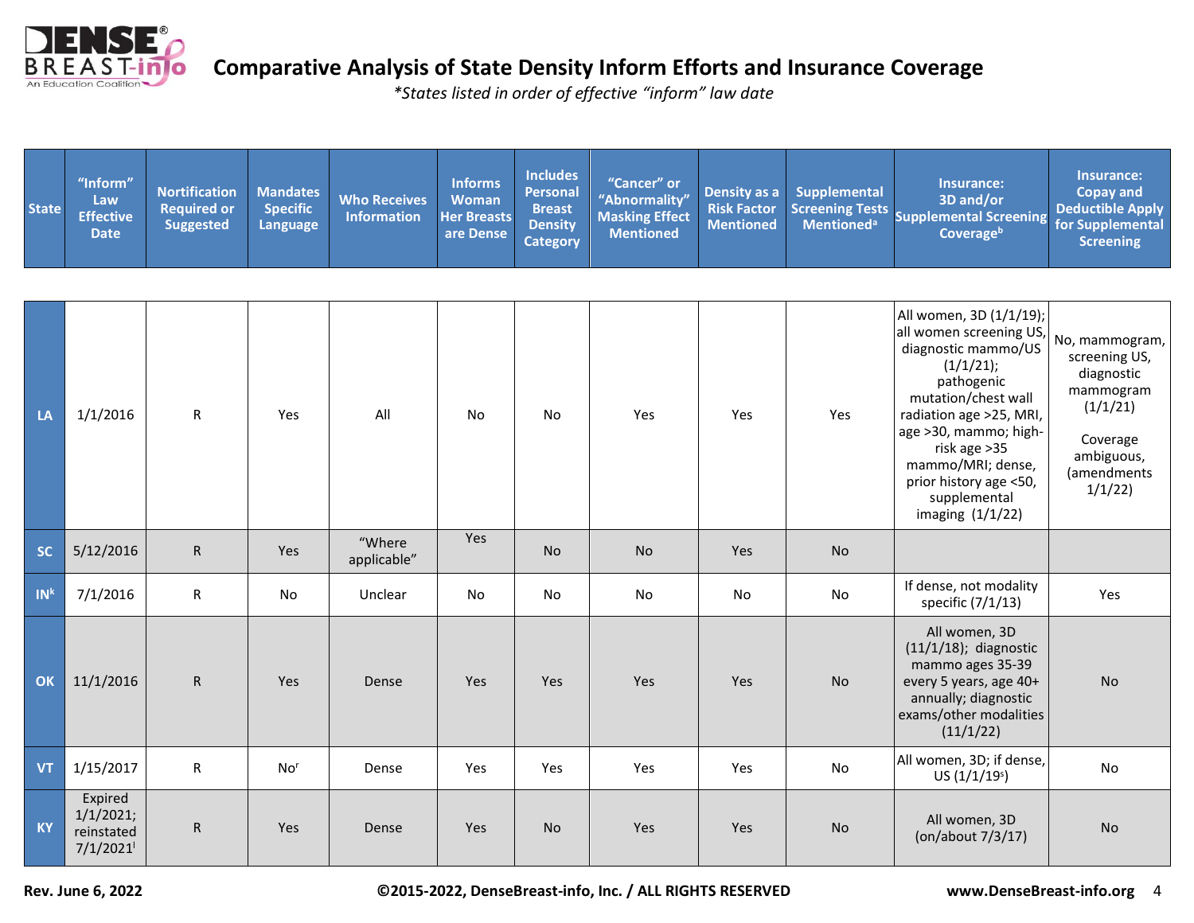# Comparative Analysis of State Density Inform Efforts and Insurance Coverage

*\*States listed in order of effective "inform" law date*

| State | "Inform" Law Effective Date | Nortification Required or Suggested | Mandates Specific Language | Who Receives Information | Informs Woman Her Breasts are Dense | Includes Personal Breast Density Category | "Cancer" or "Abnormality" Masking Effect Mentioned | Density as a Risk Factor Mentioned | Supplemental Screening Tests Mentioned[a] | Insurance: 3D and/or Supplemental Screening Coverage[b] | Insurance: Copay and Deductible Apply for Supplemental Screening |
|---|---|---|---|---|---|---|---|---|---|---|---|
| LA | 1/1/2016 | R | Yes | All | No | No | Yes | Yes | Yes | All women, 3D (1/1/19); all women screening US, diagnostic mammo/US (1/1/21); pathogenic mutation/chest wall radiation age >25, MRI, age >30, mammo; high-risk age >35 mammo/MRI; dense, prior history age <50, supplemental imaging (1/1/22) | No, mammogram, screening US, diagnostic mammogram (1/1/21) Coverage ambiguous, (amendments 1/1/22) |
| SC | 5/12/2016 | R | Yes | "Where applicable" | Yes | No | No | Yes | No | | |
| IN[k] | 7/1/2016 | R | No | Unclear | No | No | No | No | No | If dense, not modality specific (7/1/13) | Yes |
| OK | 11/1/2016 | R | Yes | Dense | Yes | Yes | Yes | Yes | No | All women, 3D (11/1/18); diagnostic mammo ages 35-39 every 5 years, age 40+ annually; diagnostic exams/other modalities (11/1/22) | No |
| VT | 1/15/2017 | R | No[r] | Dense | Yes | Yes | Yes | Yes | No | All women, 3D; if dense, US (1/1/19[s]) | No |
| KY | Expired 1/1/2021; reinstated 7/1/2021[l] | R | Yes | Dense | Yes | No | Yes | Yes | No | All women, 3D (on/about 7/3/17) | No |

**Rev. June 6, 2022** **©2015-2022, DenseBreast-info, Inc. / ALL RIGHTS RESERVED** **www.DenseBreast-info.org**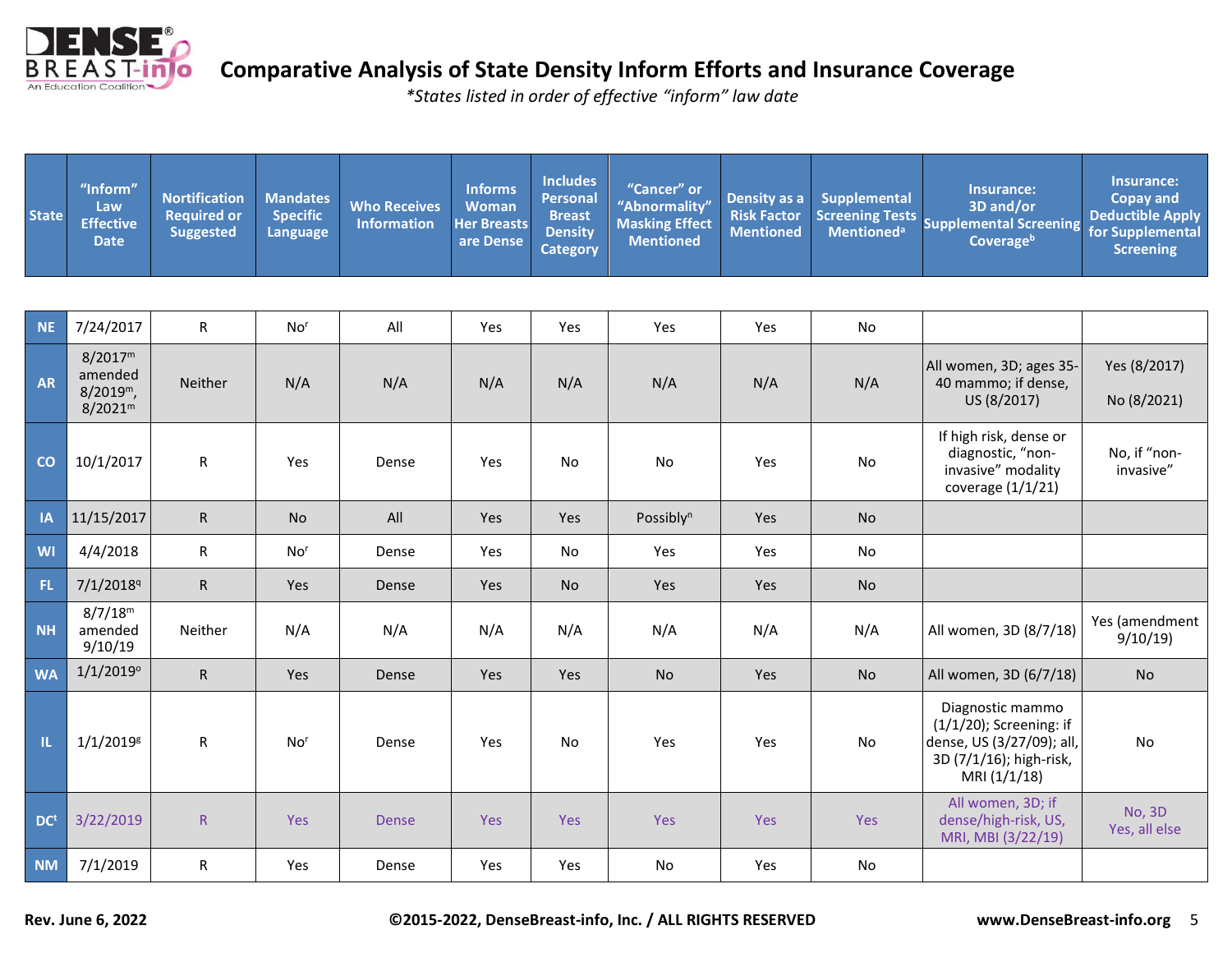# Comparative Analysis of State Density Inform Efforts and Insurance Coverage

*\*States listed in order of effective "inform" law date*

| State | "Inform" Law Effective Date | Nortification Required or Suggested | Mandates Specific Language | Who Receives Information | Informs Woman Her Breasts are Dense | Includes Personal Breast Density Category | "Cancer" or "Abnormality" Masking Effect Mentioned | Density as a Risk Factor Mentioned | Supplemental Screening Tests Mentioned[a] | Insurance: 3D and/or Supplemental Screening Coverage[b] | Insurance: Copay and Deductible Apply for Supplemental Screening |
|---|---|---|---|---|---|---|---|---|---|---|---|
| NE | 7/24/2017 | R | No[r] | All | Yes | Yes | Yes | Yes | No | | |
| AR | 8/2017[m] amended 8/2019[m], 8/2021[m] | Neither | N/A | N/A | N/A | N/A | N/A | N/A | N/A | All women, 3D; ages 35-40 mammo; if dense, US (8/2017) | Yes (8/2017) No (8/2021) |
| CO | 10/1/2017 | R | Yes | Dense | Yes | No | No | Yes | No | If high risk, dense or diagnostic, "non-invasive" modality coverage (1/1/21) | No, if "non-invasive" |
| IA | 11/15/2017 | R | No | All | Yes | Yes | Possibly[n] | Yes | No | | |
| WI | 4/4/2018 | R | No[r] | Dense | Yes | No | Yes | Yes | No | | |
| FL | 7/1/2018[q] | R | Yes | Dense | Yes | No | Yes | Yes | No | | |
| NH | 8/7/18[m] amended 9/10/19 | Neither | N/A | N/A | N/A | N/A | N/A | N/A | N/A | All women, 3D (8/7/18) | Yes (amendment 9/10/19) |
| WA | 1/1/2019[o] | R | Yes | Dense | Yes | Yes | No | Yes | No | All women, 3D (6/7/18) | No |
| IL | 1/1/2019[g] | R | No[r] | Dense | Yes | No | Yes | Yes | No | Diagnostic mammo (1/1/20); Screening: if dense, US (3/27/09); all, 3D (7/1/16); high-risk, MRI (1/1/18) | No |
| DC[t] | 3/22/2019 | R | Yes | Dense | Yes | Yes | Yes | Yes | Yes | All women, 3D; if dense/high-risk, US, MRI, MBI (3/22/19) | No, 3D Yes, all else |
| NM | 7/1/2019 | R | Yes | Dense | Yes | Yes | No | Yes | No | | |

Rev. June 6, 2022 ©2015-2022, DenseBreast-info, Inc. / ALL RIGHTS RESERVED www.DenseBreast-info.org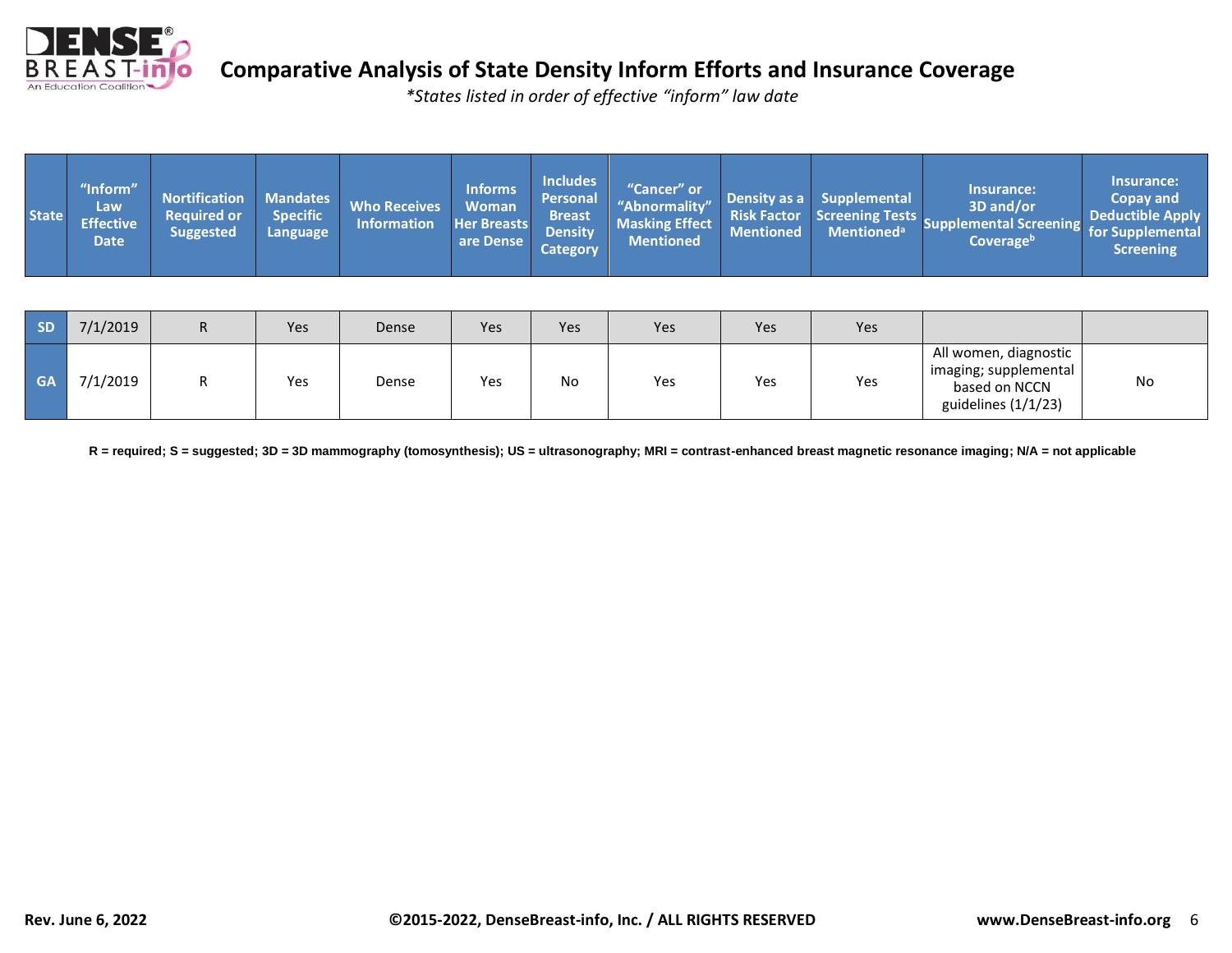# Comparative Analysis of State Density Inform Efforts and Insurance Coverage

*\*States listed in order of effective "inform" law date*

| State | "Inform" Law Effective Date | Nortification Required or Suggested | Mandates Specific Language | Who Receives Information | Informs Woman Her Breasts are Dense | Includes Personal Breast Density Category | "Cancer" or "Abnormality" Masking Effect Mentioned | Density as a Risk Factor Mentioned | Supplemental Screening Tests Mentioned[a] | Insurance: 3D and/or Supplemental Screening Coverage[b] | Insurance: Copay and Deductible Apply for Supplemental Screening |
|---|---|---|---|---|---|---|---|---|---|---|---|
| SD | 7/1/2019 | R | Yes | Dense | Yes | Yes | Yes | Yes | Yes | | |
| GA | 7/1/2019 | R | Yes | Dense | Yes | No | Yes | Yes | Yes | All women, diagnostic imaging; supplemental based on NCCN guidelines (1/1/23) | No |

**R = required; S = suggested; 3D = 3D mammography (tomosynthesis); US = ultrasonography; MRI = contrast-enhanced breast magnetic resonance imaging; N/A = not applicable**

**Rev. June 6, 2022** **©2015-2022, DenseBreast-info, Inc. / ALL RIGHTS RESERVED** **www.DenseBreast-info.org**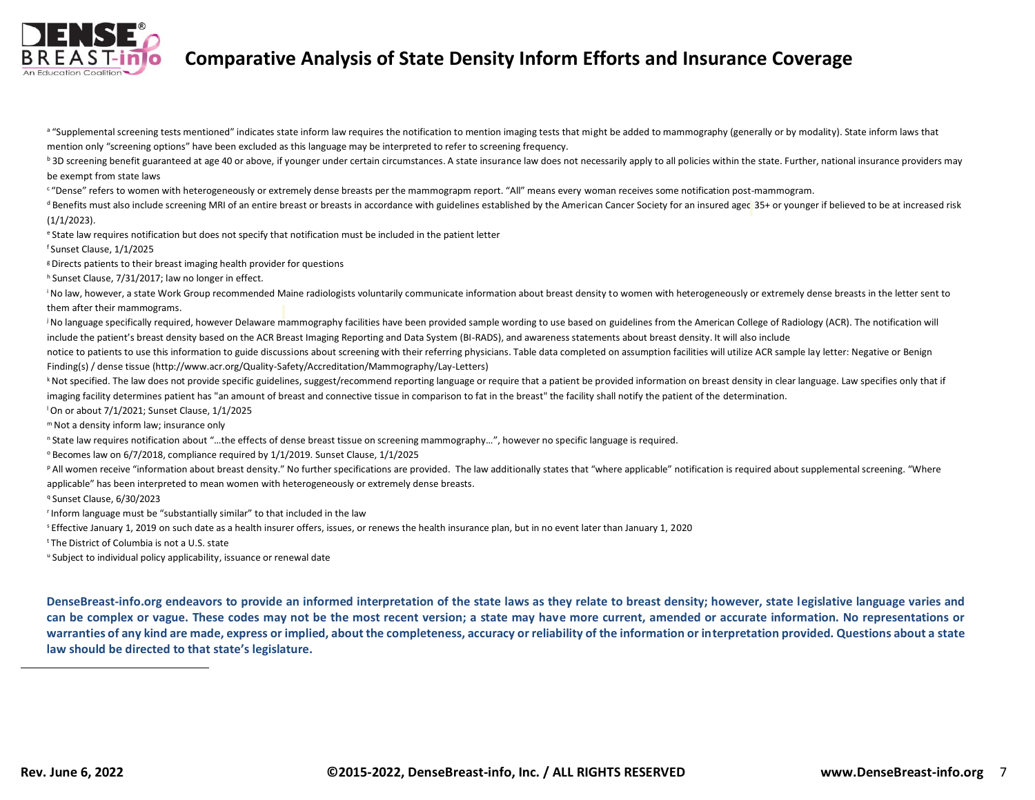# Comparative Analysis of State Density Inform Efforts and Insurance Coverage

[a] "Supplemental screening tests mentioned" indicates state inform law requires the notification to mention imaging tests that might be added to mammography (generally or by modality). State inform laws that mention only "screening options" have been excluded as this language may be interpreted to refer to screening frequency.

[b] 3D screening benefit guaranteed at age 40 or above, if younger under certain circumstances. A state insurance law does not necessarily apply to all policies within the state. Further, national insurance providers may be exempt from state laws

[c] "Dense" refers to women with heterogeneously or extremely dense breasts per the mammograpm report. "All" means every woman receives some notification post-mammogram.

[d] Benefits must also include screening MRI of an entire breast or breasts in accordance with guidelines established by the American Cancer Society for an insured aged 35+ or younger if believed to be at increased risk (1/1/2023).

[e] State law requires notification but does not specify that notification must be included in the patient letter

[f] Sunset Clause, 1/1/2025

[g] Directs patients to their breast imaging health provider for questions

[h] Sunset Clause, 7/31/2017; law no longer in effect.

[i] No law, however, a state Work Group recommended Maine radiologists voluntarily communicate information about breast density to women with heterogeneously or extremely dense breasts in the letter sent to them after their mammograms.

[j] No language specifically required, however Delaware mammography facilities have been provided sample wording to use based on guidelines from the American College of Radiology (ACR). The notification will include the patient's breast density based on the ACR Breast Imaging Reporting and Data System (BI-RADS), and awareness statements about breast density. It will also include notice to patients to use this information to guide discussions about screening with their referring physicians. Table data completed on assumption facilities will utilize ACR sample lay letter: Negative or Benign Finding(s) / dense tissue (http://www.acr.org/Quality-Safety/Accreditation/Mammography/Lay-Letters)

[k] Not specified. The law does not provide specific guidelines, suggest/recommend reporting language or require that a patient be provided information on breast density in clear language. Law specifies only that if imaging facility determines patient has "an amount of breast and connective tissue in comparison to fat in the breast" the facility shall notify the patient of the determination.

[l] On or about 7/1/2021; Sunset Clause, 1/1/2025

[m] Not a density inform law; insurance only

[n] State law requires notification about "…the effects of dense breast tissue on screening mammography…", however no specific language is required.

[o] Becomes law on 6/7/2018, compliance required by 1/1/2019. Sunset Clause, 1/1/2025

[p] All women receive "information about breast density." No further specifications are provided. The law additionally states that "where applicable" notification is required about supplemental screening. "Where applicable" has been interpreted to mean women with heterogeneously or extremely dense breasts.

[q] Sunset Clause, 6/30/2023

[r] Inform language must be "substantially similar" to that included in the law

[s] Effective January 1, 2019 on such date as a health insurer offers, issues, or renews the health insurance plan, but in no event later than January 1, 2020

[t] The District of Columbia is not a U.S. state

[u] Subject to individual policy applicability, issuance or renewal date

**DenseBreast-info.org endeavors to provide an informed interpretation of the state laws as they relate to breast density; however, state legislative language varies and can be complex or vague. These codes may not be the most recent version; a state may have more current, amended or accurate information. No representations or warranties of any kind are made, express or implied, about the completeness, accuracy or reliability of the information or interpretation provided. Questions about a state law should be directed to that state's legislature.**

**Rev. June 6, 2022** **©2015-2022, DenseBreast-info, Inc. / ALL RIGHTS RESERVED** **www.DenseBreast-info.org**